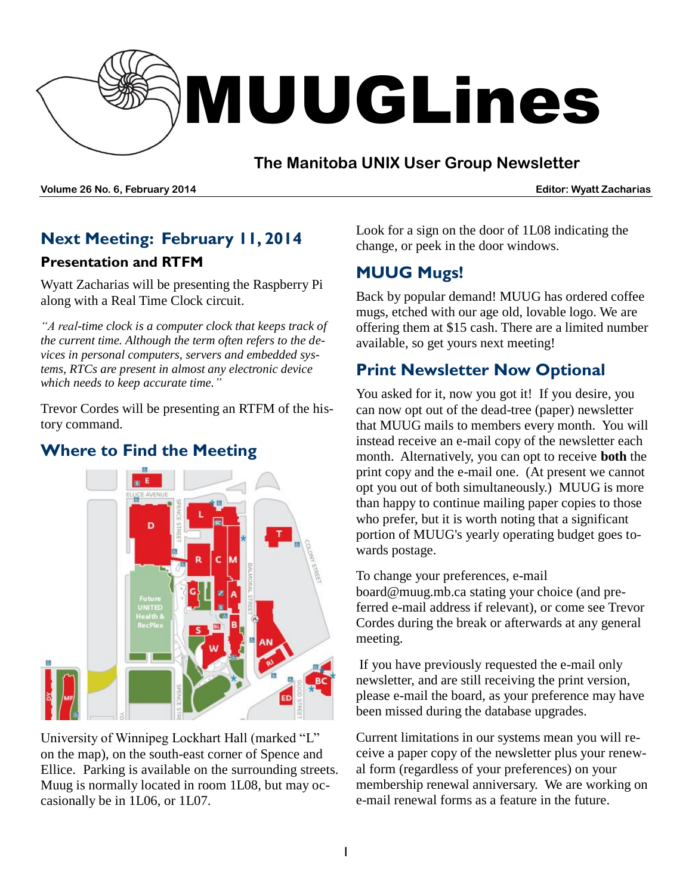# MUUGLines

## The Manitoba UNIX User Group Newsletter

**Volume 26 No. 6, February 2014** **Editor: Wyatt Zacharias**

## Next Meeting: February 11, 2014

### Presentation and RTFM

Wyatt Zacharias will be presenting the Raspberry Pi along with a Real Time Clock circuit.

*"A real-time clock is a computer clock that keeps track of the current time. Although the term often refers to the devices in personal computers, servers and embedded systems, RTCs are present in almost any electronic device which needs to keep accurate time."*

Trevor Cordes will be presenting an RTFM of the history command.

## Where to Find the Meeting

University of Winnipeg Lockhart Hall (marked "L" on the map), on the south-east corner of Spence and Ellice. Parking is available on the surrounding streets. Muug is normally located in room 1L08, but may occasionally be in 1L06, or 1L07.

Look for a sign on the door of 1L08 indicating the change, or peek in the door windows.

## MUUG Mugs!

Back by popular demand! MUUG has ordered coffee mugs, etched with our age old, lovable logo. We are offering them at $15 cash. There are a limited number available, so get yours next meeting!

## Print Newsletter Now Optional

You asked for it, now you got it! If you desire, you can now opt out of the dead-tree (paper) newsletter that MUUG mails to members every month. You will instead receive an e-mail copy of the newsletter each month. Alternatively, you can opt to receive **both** the print copy and the e-mail one. (At present we cannot opt you out of both simultaneously.) MUUG is more than happy to continue mailing paper copies to those who prefer, but it is worth noting that a significant portion of MUUG's yearly operating budget goes towards postage.

To change your preferences, e-mail board@muug.mb.ca stating your choice (and preferred e-mail address if relevant), or come see Trevor Cordes during the break or afterwards at any general meeting.

If you have previously requested the e-mail only newsletter, and are still receiving the print version, please e-mail the board, as your preference may have been missed during the database upgrades.

Current limitations in our systems mean you will receive a paper copy of the newsletter plus your renewal form (regardless of your preferences) on your membership renewal anniversary. We are working on e-mail renewal forms as a feature in the future.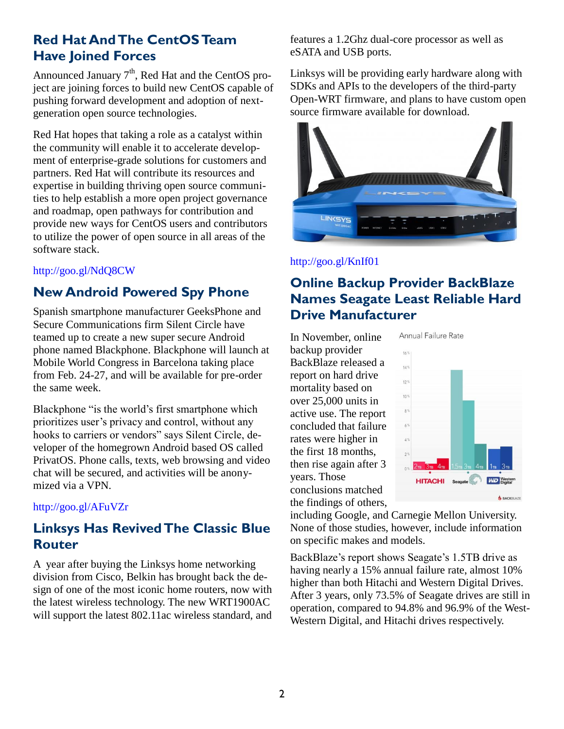## Red Hat And The CentOS Team Have Joined Forces

Announced January 7th, Red Hat and the CentOS project are joining forces to build new CentOS capable of pushing forward development and adoption of next-generation open source technologies.

Red Hat hopes that taking a role as a catalyst within the community will enable it to accelerate development of enterprise-grade solutions for customers and partners. Red Hat will contribute its resources and expertise in building thriving open source communities to help establish a more open project governance and roadmap, open pathways for contribution and provide new ways for CentOS users and contributors to utilize the power of open source in all areas of the software stack.

http://goo.gl/NdQ8CW

## New Android Powered Spy Phone

Spanish smartphone manufacturer GeeksPhone and Secure Communications firm Silent Circle have teamed up to create a new super secure Android phone named Blackphone. Blackphone will launch at Mobile World Congress in Barcelona taking place from Feb. 24-27, and will be available for pre-order the same week.

Blackphone "is the world's first smartphone which prioritizes user's privacy and control, without any hooks to carriers or vendors" says Silent Circle, developer of the homegrown Android based OS called PrivatOS. Phone calls, texts, web browsing and video chat will be secured, and activities will be anonymized via a VPN.

http://goo.gl/AFuVZr

## Linksys Has Revived The Classic Blue Router

A year after buying the Linksys home networking division from Cisco, Belkin has brought back the design of one of the most iconic home routers, now with the latest wireless technology. The new WRT1900AC will support the latest 802.11ac wireless standard, and features a 1.2Ghz dual-core processor as well as eSATA and USB ports.

Linksys will be providing early hardware along with SDKs and APIs to the developers of the third-party Open-WRT firmware, and plans to have custom open source firmware available for download.

http://goo.gl/KnIf01

## Online Backup Provider BackBlaze Names Seagate Least Reliable Hard Drive Manufacturer

In November, online backup provider BackBlaze released a report on hard drive mortality based on over 25,000 units in active use. The report concluded that failure rates were higher in the first 18 months, then rise again after 3 years. Those conclusions matched the findings of others, including Google, and Carnegie Mellon University. None of those studies, however, include information on specific makes and models.

BackBlaze's report shows Seagate's 1.5TB drive as having nearly a 15% annual failure rate, almost 10% higher than both Hitachi and Western Digital Drives. After 3 years, only 73.5% of Seagate drives are still in operation, compared to 94.8% and 96.9% of the West-Western Digital, and Hitachi drives respectively.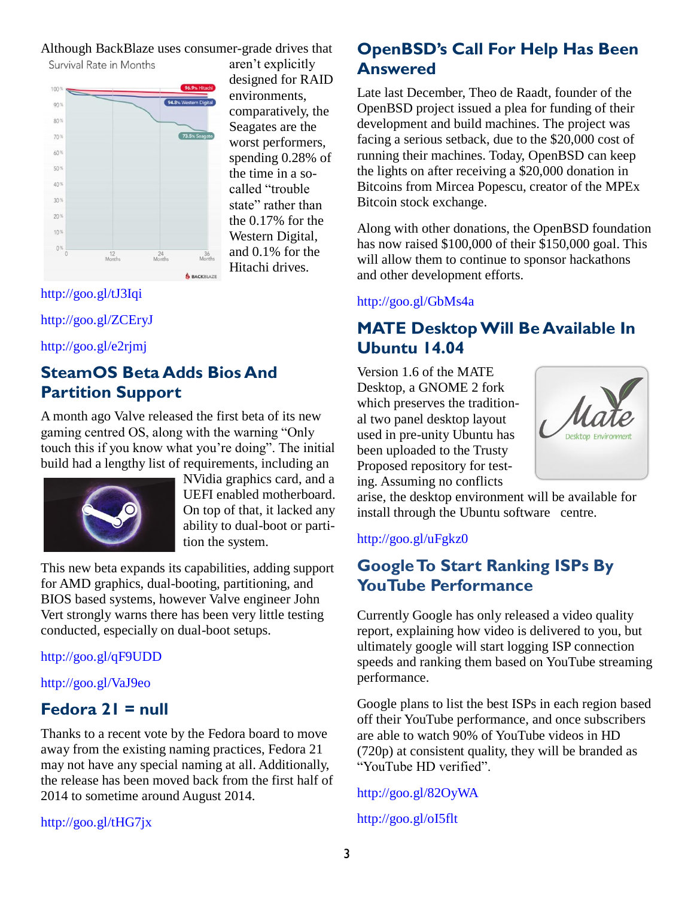Although BackBlaze uses consumer-grade drives that aren't explicitly designed for RAID environments, comparatively, the Seagates are the worst performers, spending 0.28% of the time in a so-called "trouble state" rather than the 0.17% for the Western Digital, and 0.1% for the Hitachi drives.

http://goo.gl/tJ3Iqi

http://goo.gl/ZCEryJ

http://goo.gl/e2rjmj

## SteamOS Beta Adds Bios And Partition Support

A month ago Valve released the first beta of its new gaming centred OS, along with the warning "Only touch this if you know what you're doing". The initial build had a lengthy list of requirements, including an NVidia graphics card, and a UEFI enabled motherboard. On top of that, it lacked any ability to dual-boot or partition the system.

This new beta expands its capabilities, adding support for AMD graphics, dual-booting, partitioning, and BIOS based systems, however Valve engineer John Vert strongly warns there has been very little testing conducted, especially on dual-boot setups.

http://goo.gl/qF9UDD

http://goo.gl/VaJ9eo

## Fedora 21 = null

Thanks to a recent vote by the Fedora board to move away from the existing naming practices, Fedora 21 may not have any special naming at all. Additionally, the release has been moved back from the first half of 2014 to sometime around August 2014.

http://goo.gl/tHG7jx

## OpenBSD's Call For Help Has Been Answered

Late last December, Theo de Raadt, founder of the OpenBSD project issued a plea for funding of their development and build machines. The project was facing a serious setback, due to the $20,000 cost of running their machines. Today, OpenBSD can keep the lights on after receiving a $20,000 donation in Bitcoins from Mircea Popescu, creator of the MPEx Bitcoin stock exchange.

Along with other donations, the OpenBSD foundation has now raised $100,000 of their $150,000 goal. This will allow them to continue to sponsor hackathons and other development efforts.

http://goo.gl/GbMs4a

## MATE Desktop Will Be Available In Ubuntu 14.04

Version 1.6 of the MATE Desktop, a GNOME 2 fork which preserves the traditional two panel desktop layout used in pre-unity Ubuntu has been uploaded to the Trusty Proposed repository for testing. Assuming no conflicts arise, the desktop environment will be available for install through the Ubuntu software centre.

http://goo.gl/uFgkz0

## Google To Start Ranking ISPs By YouTube Performance

Currently Google has only released a video quality report, explaining how video is delivered to you, but ultimately google will start logging ISP connection speeds and ranking them based on YouTube streaming performance.

Google plans to list the best ISPs in each region based off their YouTube performance, and once subscribers are able to watch 90% of YouTube videos in HD (720p) at consistent quality, they will be branded as "YouTube HD verified".

http://goo.gl/82OyWA

http://goo.gl/oI5flt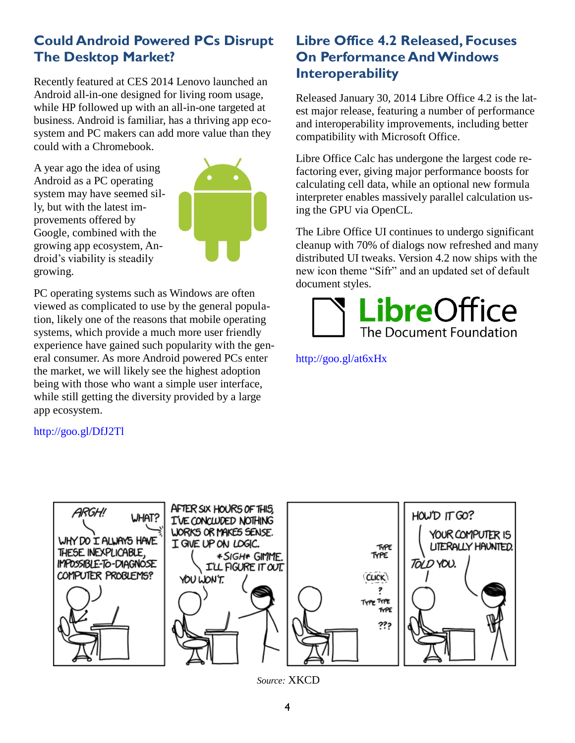## Could Android Powered PCs Disrupt The Desktop Market?

Recently featured at CES 2014 Lenovo launched an Android all-in-one designed for living room usage, while HP followed up with an all-in-one targeted at business. Android is familiar, has a thriving app ecosystem and PC makers can add more value than they could with a Chromebook.

A year ago the idea of using Android as a PC operating system may have seemed silly, but with the latest improvements offered by Google, combined with the growing app ecosystem, Android's viability is steadily growing.

PC operating systems such as Windows are often viewed as complicated to use by the general population, likely one of the reasons that mobile operating systems, which provide a much more user friendly experience have gained such popularity with the general consumer. As more Android powered PCs enter the market, we will likely see the highest adoption being with those who want a simple user interface, while still getting the diversity provided by a large app ecosystem.

http://goo.gl/DfJ2Tl

## Libre Office 4.2 Released, Focuses On Performance And Windows Interoperability

Released January 30, 2014 Libre Office 4.2 is the latest major release, featuring a number of performance and interoperability improvements, including better compatibility with Microsoft Office.

Libre Office Calc has undergone the largest code refactoring ever, giving major performance boosts for calculating cell data, while an optional new formula interpreter enables massively parallel calculation using the GPU via OpenCL.

The Libre Office UI continues to undergo significant cleanup with 70% of dialogs now refreshed and many distributed UI tweaks. Version 4.2 now ships with the new icon theme "Sifr" and an updated set of default document styles.

LibreOffice
The Document Foundation

http://goo.gl/at6xHx

*Source:* XKCD